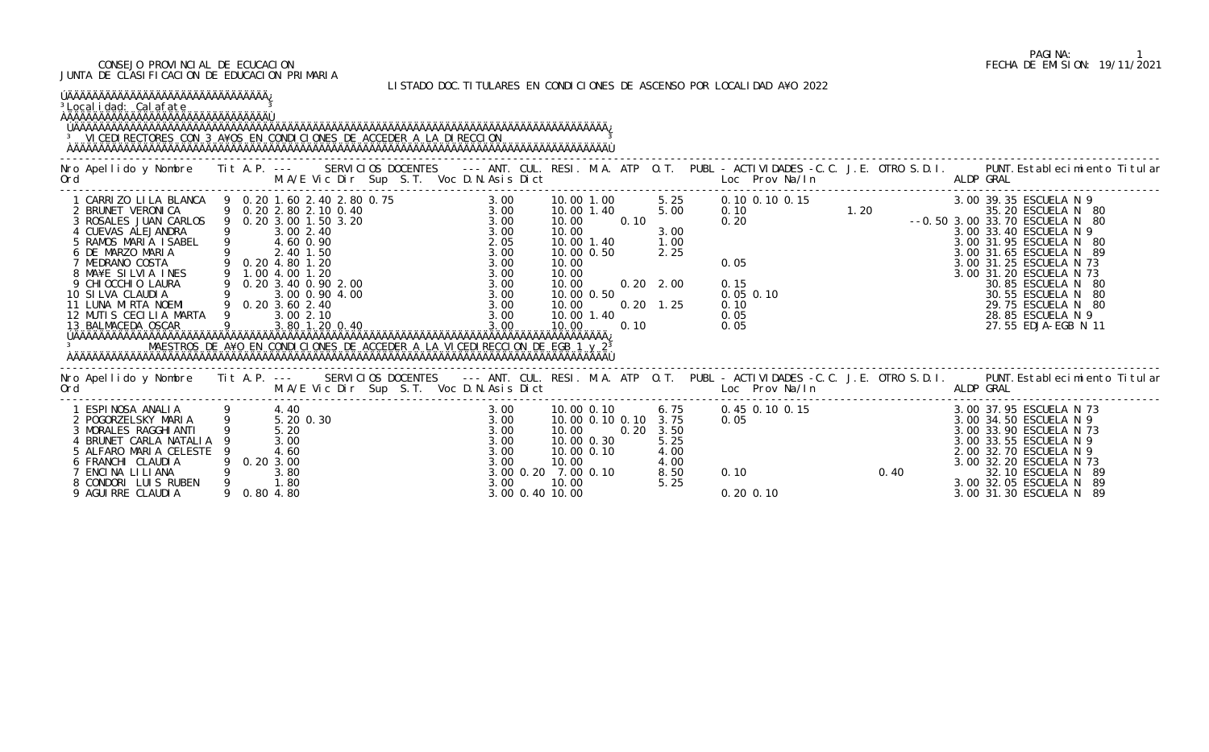CONSEJO PROVINCIAL DE EDUCACION
JUNTA DE CLASIFICACION DE EDUCACION PRIMARIA

PAGINA: 1
FECHA DE EMISION: 19/11/2021

LISTADO DOC. TITULARES EN CONDICIONES DE ASCENSO POR LOCALIDAD AÑO 2022

Localidad: Calafate

## VICEDIRECTORES CON 3 AÑOS EN CONDICIONES DE ACCEDER A LA DIRECCION

| Nro Ord | Apellido y Nombre | Tit | A.P. | M/A/E | Vic | Dir | Sup | S.T. | Voc | D.N. | Asis | Dict | ANT. | CUL. | RESI. | M.A. | ATP | O.T. | PUBL Loc | Prov | Na/In | C.C. | J.E. | OTRO | S.D.I. | ALDP | PUNT. GRAL | Establecimiento Titular |
|---|---|---|---|---|---|---|---|---|---|---|---|---|---|---|---|---|---|---|---|---|---|---|---|---|---|---|---|---|
| 1 | CARRIZO LILA BLANCA | 9 | 0.20 | 1.60 | 2.40 | 2.80 | 0.75 | | | | 3.00 | | 10.00 | 1.00 | | | | 5.25 | 0.10 | 0.10 | 0.15 | | | | | 3.00 | 39.35 | ESCUELA N 9 |
| 2 | BRUNET VERONICA | 9 | 0.20 | 2.80 | 2.10 | 0.40 | | | | | 3.00 | | 10.00 | 1.40 | | | | 5.00 | 0.10 | | | | 1.20 | | | | 35.20 | ESCUELA N 80 |
| 3 | ROSALES JUAN CARLOS | 9 | 0.20 | 3.00 | 1.50 | 3.20 | | | | | 3.00 | | 10.00 | | | 0.10 | | | 0.20 | | | | | | --0.50 | 3.00 | 33.70 | ESCUELA N 80 |
| 4 | CUEVAS ALEJANDRA | 9 | | 3.00 | 2.40 | | | | | | 3.00 | | 10.00 | | | | | 3.00 | | | | | | | | 3.00 | 33.40 | ESCUELA N 9 |
| 5 | RAMOS MARIA ISABEL | 9 | | 4.60 | 0.90 | | | | | | 2.05 | | 10.00 | 1.40 | | | | 1.00 | | | | | | | | 3.00 | 31.95 | ESCUELA N 80 |
| 6 | DE MARZO MARIA | 9 | | 2.40 | 1.50 | | | | | | 3.00 | | 10.00 | 0.50 | | | | 2.25 | | | | | | | | 3.00 | 31.65 | ESCUELA N 89 |
| 7 | MEDRANO COSTA | 9 | 0.20 | 4.80 | 1.20 | | | | | | 3.00 | | 10.00 | | | | | | 0.05 | | | | | | | 3.00 | 31.25 | ESCUELA N 73 |
| 8 | MAÑE SILVIA INES | 9 | 1.00 | 4.00 | 1.20 | | | | | | 3.00 | | 10.00 | | | | | | | | | | | | | 3.00 | 31.20 | ESCUELA N 73 |
| 9 | CHIOCCHIO LAURA | 9 | 0.20 | 3.40 | 0.90 | 2.00 | | | | | 3.00 | | 10.00 | | | 0.20 | | 2.00 | 0.15 | | | | | | | | 30.85 | ESCUELA N 80 |
| 10 | SILVA CLAUDIA | 9 | | 3.00 | 0.90 | 4.00 | | | | | 3.00 | | 10.00 | 0.50 | | | | | 0.05 | 0.10 | | | | | | | 30.55 | ESCUELA N 80 |
| 11 | LUNA MIRTA NOEMI | 9 | 0.20 | 3.60 | 2.40 | | | | | | 3.00 | | 10.00 | | | 0.20 | | 1.25 | 0.10 | | | | | | | | 29.75 | ESCUELA N 80 |
| 12 | MUTIS CECILIA MARTA | 9 | | 3.00 | 2.10 | | | | | | 3.00 | | 10.00 | 1.40 | | | | | 0.05 | | | | | | | | 28.85 | ESCUELA N 9 |
| 13 | BALMACEDA OSCAR | 9 | | 3.80 | 1.20 | 0.40 | | | | | 3.00 | | 10.00 | | | 0.10 | | | 0.05 | | | | | | | | 27.55 | EDJA-EGB N 11 |

## MAESTROS DE AÑO EN CONDICIONES DE ACCEDER A LA VICEDIRECCION DE EGB 1 y 2

| Nro Ord | Apellido y Nombre | Tit | A.P. | M/A/E | Vic | Dir | Sup | S.T. | Voc | D.N. | Asis | Dict | ANT. | CUL. | RESI. | M.A. | ATP | O.T. | PUBL Loc | Prov | Na/In | C.C. | J.E. | OTRO | S.D.I. | ALDP | PUNT. GRAL | Establecimiento Titular |
|---|---|---|---|---|---|---|---|---|---|---|---|---|---|---|---|---|---|---|---|---|---|---|---|---|---|---|---|---|
| 1 | ESPINOSA ANALIA | 9 | | 4.40 | | | | | | | 3.00 | | 10.00 | 0.10 | | | | 6.75 | 0.45 | 0.10 | 0.15 | | | | | 3.00 | 37.95 | ESCUELA N 73 |
| 2 | POGORZELSKY MARIA | 9 | | 5.20 | 0.30 | | | | | | 3.00 | | 10.00 | 0.10 | 0.10 | | | 3.75 | 0.05 | | | | | | | 3.00 | 34.50 | ESCUELA N 9 |
| 3 | MORALES RAGGHIANTI | 9 | | 5.20 | | | | | | | 3.00 | | 10.00 | | | 0.20 | | 3.50 | | | | | | | | 3.00 | 33.90 | ESCUELA N 73 |
| 4 | BRUNET CARLA NATALIA | 9 | | 3.00 | | | | | | | 3.00 | | 10.00 | 0.30 | | | | 5.25 | | | | | | | | 3.00 | 33.55 | ESCUELA N 9 |
| 5 | ALFARO MARIA CELESTE | 9 | | 4.60 | | | | | | | 3.00 | | 10.00 | 0.10 | | | | 4.00 | | | | | | | | 2.00 | 32.70 | ESCUELA N 9 |
| 6 | FRANCHI CLAUDIA | 9 | 0.20 | 3.00 | | | | | | | 3.00 | | 10.00 | | | | | 4.00 | | | | | | | | 3.00 | 32.20 | ESCUELA N 73 |
| 7 | ENCINA LILIANA | 9 | | 3.80 | | | | | | | 3.00 | 0.20 | 7.00 | 0.10 | | | | 8.50 | 0.10 | | | | | 0.40 | | | 32.10 | ESCUELA N 89 |
| 8 | CONDORI LUIS RUBEN | 9 | | 1.80 | | | | | | | 3.00 | | 10.00 | | | | | 5.25 | | | | | | | | 3.00 | 32.05 | ESCUELA N 89 |
| 9 | AGUIRRE CLAUDIA | 9 | 0.80 | 4.80 | | | | | | | 3.00 | 0.40 | 10.00 | | | | | | 0.20 | 0.10 | | | | | | 3.00 | 31.30 | ESCUELA N 89 |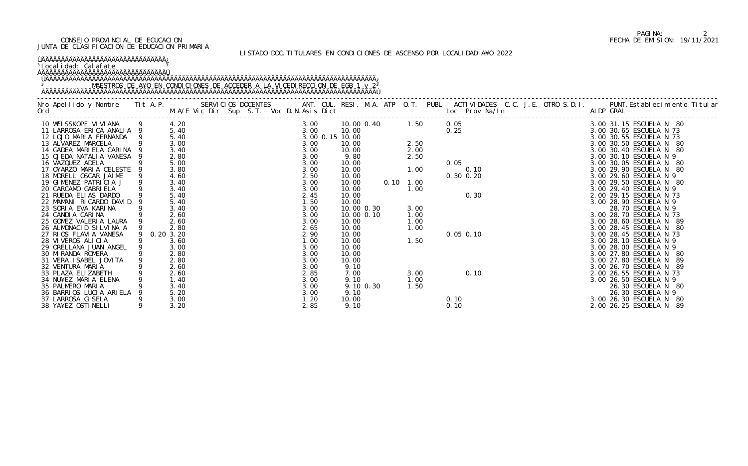CONSEJO PROVINCIAL DE ECUCACION
JUNTA DE CLASIFICACION DE EDUCACION PRIMARIA

FECHA DE EMISION: 19/11/2021

LISTADO DOC.TITULARES EN CONDICIONES DE ASCENSO POR LOCALIDAD A¥O 2022

Localidad: Calafate

MAESTROS DE A¥O EN CONDICIONES DE ACCEDER A LA VICEDIRECCION DE EGB 1 y 2

| Nro Ord | Apellido y Nombre | Tit | A.P. | M.A/E | Vic | Dir | Sup | S.T. | Voc | D.N. | Asis | Dict | ANT. | CUL. | RESI. | M.A. | ATP | O.T. | PUBL | Loc | Prov | Na/In | C.C. | J.E. | OTRO | S.D.I. | ALDP | PUNT. GRAL | Establecimiento Titular |
|---|---|---|---|---|---|---|---|---|---|---|---|---|---|---|---|---|---|---|---|---|---|---|---|---|---|---|---|---|---|
| 10 | WEISSKOPF VIVIANA | 9 | | 4.20 | | | | | | | | | 3.00 | | 10.00 | 0.40 | | 1.50 | | 0.05 | | | | | | | 3.00 | 31.15 | ESCUELA N 80 |
| 11 | LARROSA ERICA ANALIA | 9 | | 5.40 | | | | | | | | | 3.00 | | 10.00 | | | | | 0.25 | | | | | | | 3.00 | 30.65 | ESCUELA N 73 |
| 12 | LOJO MARIA FERNANDA | 9 | | 5.40 | | | | | | | | | 3.00 | 0.15 | 10.00 | | | | | | | | | | | | 3.00 | 30.55 | ESCUELA N 73 |
| 13 | ALVAREZ MARCELA | 9 | | 3.00 | | | | | | | | | 3.00 | | 10.00 | | | 2.50 | | | | | | | | | 3.00 | 30.50 | ESCUELA N 80 |
| 14 | GADEA MARIELA CARINA | 9 | | 3.40 | | | | | | | | | 3.00 | | 10.00 | | | 2.00 | | | | | | | | | 3.00 | 30.40 | ESCUELA N 80 |
| 15 | OJEDA NATALIA VANESA | 9 | | 2.80 | | | | | | | | | 3.00 | | 9.80 | | | 2.50 | | | | | | | | | 3.00 | 30.10 | ESCUELA N 9 |
| 16 | VAZQUEZ ADELA | 9 | | 5.00 | | | | | | | | | 3.00 | | 10.00 | | | | | 0.05 | | | | | | | 3.00 | 30.05 | ESCUELA N 80 |
| 17 | OYARZO MARIA CELESTE | 9 | | 3.80 | | | | | | | | | 3.00 | | 10.00 | | | 1.00 | | | 0.10 | | | | | | 3.00 | 29.90 | ESCUELA N 80 |
| 18 | MORELL OSCAR JAIME | 9 | | 4.60 | | | | | | | | | 2.50 | | 10.00 | | | | | 0.30 | 0.20 | | | | | | 3.00 | 29.60 | ESCUELA N 9 |
| 19 | GIMENEZ PATRICIA J | 9 | | 3.40 | | | | | | | | | 3.00 | | 10.00 | | 0.10 | 1.00 | | | | | | | | | 3.00 | 29.50 | ESCUELA N 80 |
| 20 | CARCAMO GABRIELA | 9 | | 3.40 | | | | | | | | | 3.00 | | 10.00 | | | 1.00 | | | | | | | | | 3.00 | 29.40 | ESCUELA N 9 |
| 21 | RUEDA ELIAS DARDO | 9 | | 5.40 | | | | | | | | | 2.45 | | 10.00 | | | | | | 0.30 | | | | | | 2.00 | 29.15 | ESCUELA N 73 |
| 22 | MAMANI RICARDO DAVID | 9 | | 5.40 | | | | | | | | | 1.50 | | 10.00 | | | | | | | | | | | | 3.00 | 28.90 | ESCUELA N 9 |
| 23 | SORIA EVA KARINA | 9 | | 3.40 | | | | | | | | | 3.00 | | 10.00 | 0.30 | | 3.00 | | | | | | | | | | 28.70 | ESCUELA N 9 |
| 24 | CANDIA CARINA | 9 | | 2.60 | | | | | | | | | 3.00 | | 10.00 | 0.10 | | 1.00 | | | | | | | | | 3.00 | 28.70 | ESCUELA N 73 |
| 25 | GOMEZ VALERIA LAURA | 9 | | 2.60 | | | | | | | | | 3.00 | | 10.00 | | | 1.00 | | | | | | | | | 3.00 | 28.60 | ESCUELA N 89 |
| 26 | ALMONACID SILVINA A | 9 | | 2.80 | | | | | | | | | 2.65 | | 10.00 | | | 1.00 | | | | | | | | | 3.00 | 28.45 | ESCUELA N 80 |
| 27 | RIOS FLAVIA VANESA | 9 | 0.20 | 3.20 | | | | | | | | | 2.90 | | 10.00 | | | | | 0.05 | 0.10 | | | | | | 3.00 | 28.45 | ESCUELA N 73 |
| 28 | VIVEROS ALICIA | 9 | | 3.60 | | | | | | | | | 1.00 | | 10.00 | | | 1.50 | | | | | | | | | 3.00 | 28.10 | ESCUELA N 9 |
| 29 | ORELLANA JUAN ANGEL | 9 | | 3.00 | | | | | | | | | 3.00 | | 10.00 | | | | | | | | | | | | 3.00 | 28.00 | ESCUELA N 9 |
| 30 | MIRANDA ROMERA | 9 | | 2.80 | | | | | | | | | 3.00 | | 10.00 | | | | | | | | | | | | 3.00 | 27.80 | ESCUELA N 80 |
| 31 | VERA ISABEL JOVITA | 9 | | 2.80 | | | | | | | | | 3.00 | | 10.00 | | | | | | | | | | | | 3.00 | 27.80 | ESCUELA N 89 |
| 32 | VENTURA MARIA | 9 | | 2.60 | | | | | | | | | 3.00 | | 9.10 | | | | | | | | | | | | 3.00 | 26.70 | ESCUELA N 89 |
| 33 | PLAZA ELIZABETH | 9 | | 2.60 | | | | | | | | | 2.85 | | 7.00 | | | 3.00 | | | 0.10 | | | | | | 2.00 | 26.55 | ESCUELA N 73 |
| 34 | NU¥EZ MARIA ELENA | 9 | | 1.40 | | | | | | | | | 3.00 | | 9.10 | | | 1.00 | | | | | | | | | 3.00 | 26.50 | ESCUELA N 9 |
| 35 | PALMERO MARIA | 9 | | 3.40 | | | | | | | | | 3.00 | | 9.10 | 0.30 | | 1.50 | | | | | | | | | | 26.30 | ESCUELA N 80 |
| 36 | BARRIOS LUCIA ARIELA | 9 | | 5.20 | | | | | | | | | 3.00 | | 9.10 | | | | | | | | | | | | | 26.30 | ESCUELA N 9 |
| 37 | LARROSA GISELA | 9 | | 3.00 | | | | | | | | | 1.20 | | 10.00 | | | | | 0.10 | | | | | | | 3.00 | 26.30 | ESCUELA N 80 |
| 38 | YA¥EZ OSTINELLI | 9 | | 3.20 | | | | | | | | | 2.85 | | 9.10 | | | | | 0.10 | | | | | | | 2.00 | 26.25 | ESCUELA N 89 |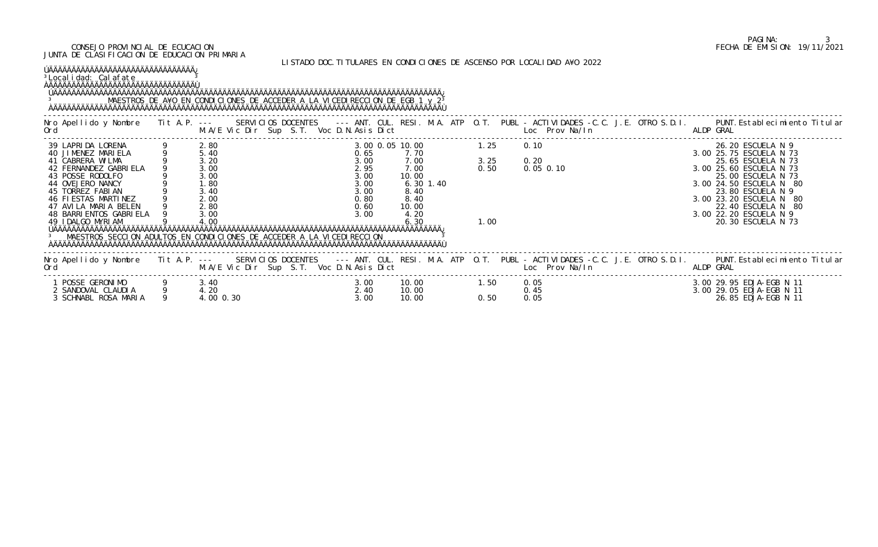CONSEJO PROVINCIAL DE ECUCACION
JUNTA DE CLASIFICACION DE EDUCACION PRIMARIA

FECHA DE EMISION: 19/11/2021

LISTADO DOC.TITULARES EN CONDICIONES DE ASCENSO POR LOCALIDAD AÑO 2022

Localidad: Calafate

MAESTROS DE AÑO EN CONDICIONES DE ACCEDER A LA VICEDIRECCION DE EGB 1 y 2

| Nro Ord | Apellido y Nombre | Tit | A.P. | --- M.A/E | SERVICIOS DOCENTES Vic Dir | Sup | S.T. | Voc D.N. | --- ANT. Asis | CUL. Dict | RESI. | M.A. | ATP | O.T. | PUBL | - ACTIVIDADES -C.C. Loc | Prov | J.E. Na/In | OTRO | S.D.I. | ALDP | PUNT. GRAL | Establecimiento Titular |
|---|---|---|---|---|---|---|---|---|---|---|---|---|---|---|---|---|---|---|---|---|---|---|---|
| 39 | LAPRIDA LORENA | 9 | | 2.80 | | | | | 3.00 | 0.05 | 10.00 | | | 1.25 | 0.10 | | | | | | | 26.20 | ESCUELA N 9 |
| 40 | JIMENEZ MARIELA | 9 | | 5.40 | | | | | 0.65 | | 7.70 | | | | | | | | | | 3.00 | 25.75 | ESCUELA N 73 |
| 41 | CABRERA WILMA | 9 | | 3.20 | | | | | 3.00 | | 7.00 | | | 3.25 | 0.20 | | | | | | | 25.65 | ESCUELA N 73 |
| 42 | FERNANDEZ GABRIELA | 9 | | 3.00 | | | | | 2.95 | | 7.00 | | | 0.50 | 0.05 | 0.10 | | | | | 3.00 | 25.60 | ESCUELA N 73 |
| 43 | POSSE RODOLFO | 9 | | 3.00 | | | | | 3.00 | | 10.00 | | | | | | | | | | | 25.00 | ESCUELA N 73 |
| 44 | OVEJERO NANCY | 9 | | 1.80 | | | | | 3.00 | | 6.30 | 1.40 | | | | | | | | | 3.00 | 24.50 | ESCUELA N 80 |
| 45 | TORREZ FABIAN | 9 | | 3.40 | | | | | 3.00 | | 8.40 | | | | | | | | | | | 23.80 | ESCUELA N 9 |
| 46 | FIESTAS MARTINEZ | 9 | | 2.00 | | | | | 0.80 | | 8.40 | | | | | | | | | | 3.00 | 23.20 | ESCUELA N 80 |
| 47 | AVILA MARIA BELEN | 9 | | 2.80 | | | | | 0.60 | | 10.00 | | | | | | | | | | | 22.40 | ESCUELA N 80 |
| 48 | BARRIENTOS GABRIELA | 9 | | 3.00 | | | | | 3.00 | | 4.20 | | | | | | | | | | 3.00 | 22.20 | ESCUELA N 9 |
| 49 | IDALGO MYRIAM | 9 | | 4.00 | | | | | | | 6.30 | | | 1.00 | | | | | | | | 20.30 | ESCUELA N 73 |

MAESTROS SECCION ADULTOS EN CONDICIONES DE ACCEDER A LA VICEDIRECCION

| Nro Ord | Apellido y Nombre | Tit | A.P. | --- M.A/E | SERVICIOS DOCENTES Vic Dir | Sup | S.T. | Voc D.N. | --- ANT. Asis | CUL. Dict | RESI. | M.A. | ATP | O.T. | PUBL | - ACTIVIDADES -C.C. Loc | Prov | J.E. Na/In | OTRO | S.D.I. | ALDP | PUNT. GRAL | Establecimiento Titular |
|---|---|---|---|---|---|---|---|---|---|---|---|---|---|---|---|---|---|---|---|---|---|---|---|
| 1 | POSSE GERONIMO | 9 | | 3.40 | | | | | 3.00 | | 10.00 | | | 1.50 | 0.05 | | | | | | 3.00 | 29.95 | EDJA-EGB N 11 |
| 2 | SANDOVAL CLAUDIA | 9 | | 4.20 | | | | | 2.40 | | 10.00 | | | | 0.45 | | | | | | 3.00 | 29.05 | EDJA-EGB N 11 |
| 3 | SCHNABL ROSA MARIA | 9 | | 4.00 | 0.30 | | | | 3.00 | | 10.00 | | | 0.50 | 0.05 | | | | | | | 26.85 | EDJA-EGB N 11 |